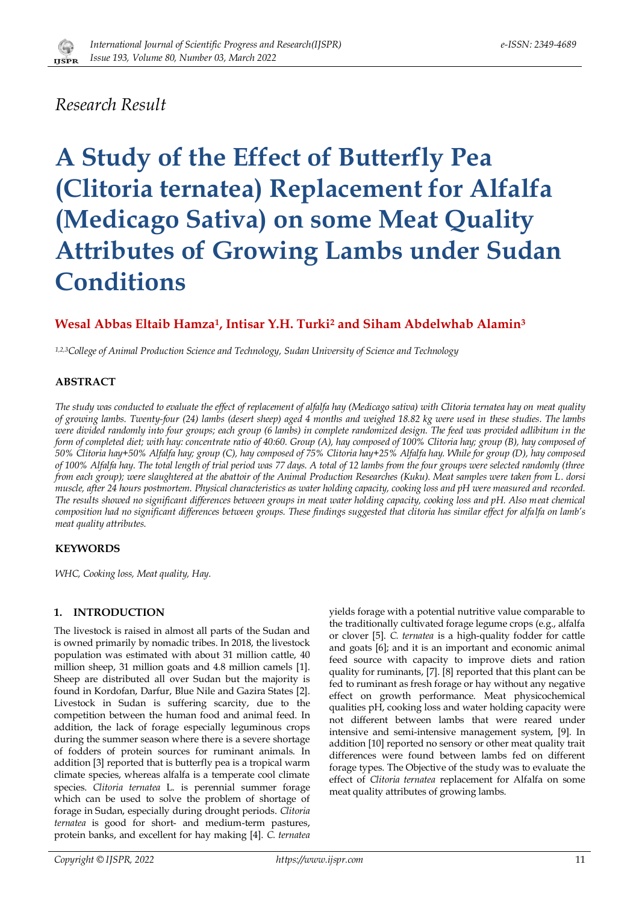*Research Result*

# A Study of the Effect of Butterfly Pea (Clitoria ternatea) Replacement for Alfalfa (Medicago Sativa) on some Meat Quality Attributes of Growing Lambs under Sudan Conditions

**Wesal Abbas Eltaib Hamza[1], Intisar Y.H. Turki[2] and Siham Abdelwhab Alamin[3]**

*[1,2,3]College of Animal Production Science and Technology, Sudan University of Science and Technology*

## ABSTRACT

*The study was conducted to evaluate the effect of replacement of alfalfa hay (Medicago sativa) with Clitoria ternatea hay on meat quality of growing lambs. Twenty-four (24) lambs (desert sheep) aged 4 months and weighed 18.82 kg were used in these studies. The lambs were divided randomly into four groups; each group (6 lambs) in complete randomized design. The feed was provided adlibitum in the form of completed diet; with hay: concentrate ratio of 40:60. Group (A), hay composed of 100% Clitoria hay; group (B), hay composed of 50% Clitoria hay+50% Alfalfa hay; group (C), hay composed of 75% Clitoria hay+25% Alfalfa hay. While for group (D), hay composed of 100% Alfalfa hay. The total length of trial period was 77 days. A total of 12 lambs from the four groups were selected randomly (three from each group); were slaughtered at the abattoir of the Animal Production Researches (Kuku). Meat samples were taken from L. dorsi muscle, after 24 hours postmortem. Physical characteristics as water holding capacity, cooking loss and pH were measured and recorded. The results showed no significant differences between groups in meat water holding capacity, cooking loss and pH. Also meat chemical composition had no significant differences between groups. These findings suggested that clitoria has similar effect for alfalfa on lamb's meat quality attributes.*

## KEYWORDS

*WHC, Cooking loss, Meat quality, Hay.*

## 1. INTRODUCTION

The livestock is raised in almost all parts of the Sudan and is owned primarily by nomadic tribes. In 2018, the livestock population was estimated with about 31 million cattle, 40 million sheep, 31 million goats and 4.8 million camels [1]. Sheep are distributed all over Sudan but the majority is found in Kordofan, Darfur, Blue Nile and Gazira States [2]. Livestock in Sudan is suffering scarcity, due to the competition between the human food and animal feed. In addition, the lack of forage especially leguminous crops during the summer season where there is a severe shortage of fodders of protein sources for ruminant animals. In addition [3] reported that is butterfly pea is a tropical warm climate species, whereas alfalfa is a temperate cool climate species. *Clitoria ternatea* L. is perennial summer forage which can be used to solve the problem of shortage of forage in Sudan, especially during drought periods. *Clitoria ternatea* is good for short- and medium-term pastures, protein banks, and excellent for hay making [4]. *C. ternatea* yields forage with a potential nutritive value comparable to the traditionally cultivated forage legume crops (e.g., alfalfa or clover [5]. *C. ternatea* is a high-quality fodder for cattle and goats [6]; and it is an important and economic animal feed source with capacity to improve diets and ration quality for ruminants, [7]. [8] reported that this plant can be fed to ruminant as fresh forage or hay without any negative effect on growth performance. Meat physicochemical qualities pH, cooking loss and water holding capacity were not different between lambs that were reared under intensive and semi-intensive management system, [9]. In addition [10] reported no sensory or other meat quality trait differences were found between lambs fed on different forage types. The Objective of the study was to evaluate the effect of *Clitoria ternatea* replacement for Alfalfa on some meat quality attributes of growing lambs.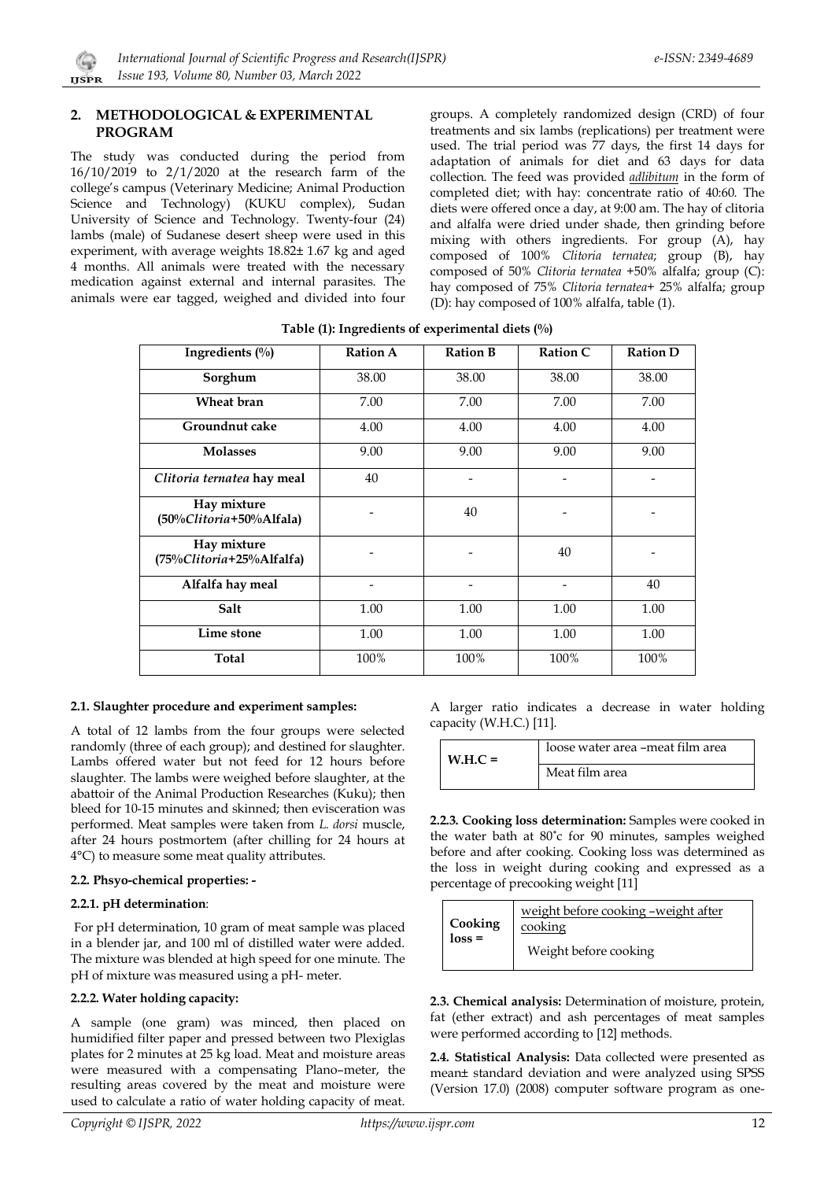## 2. METHODOLOGICAL & EXPERIMENTAL PROGRAM

The study was conducted during the period from 16/10/2019 to 2/1/2020 at the research farm of the college's campus (Veterinary Medicine; Animal Production Science and Technology) (KUKU complex), Sudan University of Science and Technology. Twenty-four (24) lambs (male) of Sudanese desert sheep were used in this experiment, with average weights 18.82± 1.67 kg and aged 4 months. All animals were treated with the necessary medication against external and internal parasites. The animals were ear tagged, weighed and divided into four groups. A completely randomized design (CRD) of four treatments and six lambs (replications) per treatment were used. The trial period was 77 days, the first 14 days for adaptation of animals for diet and 63 days for data collection. The feed was provided *adlibitum* in the form of completed diet; with hay: concentrate ratio of 40:60. The diets were offered once a day, at 9:00 am. The hay of clitoria and alfalfa were dried under shade, then grinding before mixing with others ingredients. For group (A), hay composed of 100% *Clitoria ternatea*; group (B), hay composed of 50% *Clitoria ternatea* +50% alfalfa; group (C): hay composed of 75% *Clitoria ternatea*+ 25% alfalfa; group (D): hay composed of 100% alfalfa, table (1).

**Table (1): Ingredients of experimental diets (%)**

| Ingredients (%) | Ration A | Ration B | Ration C | Ration D |
|---|---|---|---|---|
| **Sorghum** | 38.00 | 38.00 | 38.00 | 38.00 |
| **Wheat bran** | 7.00 | 7.00 | 7.00 | 7.00 |
| **Groundnut cake** | 4.00 | 4.00 | 4.00 | 4.00 |
| **Molasses** | 9.00 | 9.00 | 9.00 | 9.00 |
| ***Clitoria ternatea* hay meal** | 40 | - | - | - |
| **Hay mixture (50%*Clitoria*+50%Alfala)** | - | 40 | - | - |
| **Hay mixture (75%*Clitoria*+25%Alfalfa)** | - | - | 40 | - |
| **Alfalfa hay meal** | - | - | - | 40 |
| **Salt** | 1.00 | 1.00 | 1.00 | 1.00 |
| **Lime stone** | 1.00 | 1.00 | 1.00 | 1.00 |
| **Total** | 100% | 100% | 100% | 100% |

### 2.1. Slaughter procedure and experiment samples:

A total of 12 lambs from the four groups were selected randomly (three of each group); and destined for slaughter. Lambs offered water but not feed for 12 hours before slaughter. The lambs were weighed before slaughter, at the abattoir of the Animal Production Researches (Kuku); then bleed for 10-15 minutes and skinned; then evisceration was performed. Meat samples were taken from *L. dorsi* muscle, after 24 hours postmortem (after chilling for 24 hours at 4°C) to measure some meat quality attributes.

### 2.2. Phsyo-chemical properties: -

#### 2.2.1. pH determination:

For pH determination, 10 gram of meat sample was placed in a blender jar, and 100 ml of distilled water were added. The mixture was blended at high speed for one minute. The pH of mixture was measured using a pH- meter.

#### 2.2.2. Water holding capacity:

A sample (one gram) was minced, then placed on humidified filter paper and pressed between two Plexiglas plates for 2 minutes at 25 kg load. Meat and moisture areas were measured with a compensating Plano–meter, the resulting areas covered by the meat and moisture were used to calculate a ratio of water holding capacity of meat. A larger ratio indicates a decrease in water holding capacity (W.H.C.) [11].

$$\text{W.H.C} = \frac{\text{loose water area} - \text{meat film area}}{\text{Meat film area}}$$

**2.2.3. Cooking loss determination:** Samples were cooked in the water bath at 80˚c for 90 minutes, samples weighed before and after cooking. Cooking loss was determined as the loss in weight during cooking and expressed as a percentage of precooking weight [11]

$$\text{Cooking loss} = \frac{\text{weight before cooking} - \text{weight after cooking}}{\text{Weight before cooking}}$$

**2.3. Chemical analysis:** Determination of moisture, protein, fat (ether extract) and ash percentages of meat samples were performed according to [12] methods.

**2.4. Statistical Analysis:** Data collected were presented as mean± standard deviation and were analyzed using SPSS (Version 17.0) (2008) computer software program as one-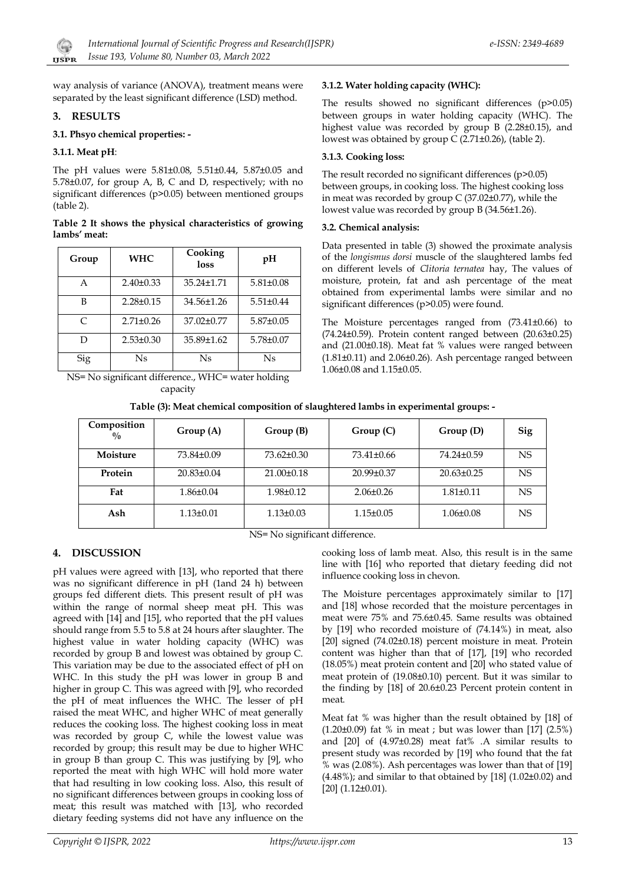way analysis of variance (ANOVA), treatment means were separated by the least significant difference (LSD) method.

## 3. RESULTS

### 3.1. Phsyo chemical properties: -

#### 3.1.1. Meat pH:

The pH values were 5.81±0.08, 5.51±0.44, 5.87±0.05 and 5.78±0.07, for group A, B, C and D, respectively; with no significant differences (p>0.05) between mentioned groups (table 2).

**Table 2 It shows the physical characteristics of growing lambs' meat:**

| Group | WHC | Cooking loss | pH |
|---|---|---|---|
| A | 2.40±0.33 | 35.24±1.71 | 5.81±0.08 |
| B | 2.28±0.15 | 34.56±1.26 | 5.51±0.44 |
| C | 2.71±0.26 | 37.02±0.77 | 5.87±0.05 |
| D | 2.53±0.30 | 35.89±1.62 | 5.78±0.07 |
| Sig | Ns | Ns | Ns |

NS= No significant difference., WHC= water holding capacity

#### 3.1.2. Water holding capacity (WHC):

The results showed no significant differences (p>0.05) between groups in water holding capacity (WHC). The highest value was recorded by group B (2.28±0.15), and lowest was obtained by group C (2.71±0.26), (table 2).

#### 3.1.3. Cooking loss:

The result recorded no significant differences (p>0.05) between groups, in cooking loss. The highest cooking loss in meat was recorded by group C (37.02±0.77), while the lowest value was recorded by group B (34.56±1.26).

### 3.2. Chemical analysis:

Data presented in table (3) showed the proximate analysis of the *longismus dorsi* muscle of the slaughtered lambs fed on different levels of *Clitoria ternatea* hay, The values of moisture, protein, fat and ash percentage of the meat obtained from experimental lambs were similar and no significant differences (p>0.05) were found.

The Moisture percentages ranged from (73.41±0.66) to (74.24±0.59). Protein content ranged between (20.63±0.25) and (21.00±0.18). Meat fat % values were ranged between (1.81±0.11) and 2.06±0.26). Ash percentage ranged between 1.06±0.08 and 1.15±0.05.

**Table (3): Meat chemical composition of slaughtered lambs in experimental groups: -**

| Composition % | Group (A) | Group (B) | Group (C) | Group (D) | Sig |
|---|---|---|---|---|---|
| **Moisture** | 73.84±0.09 | 73.62±0.30 | 73.41±0.66 | 74.24±0.59 | NS |
| **Protein** | 20.83±0.04 | 21.00±0.18 | 20.99±0.37 | 20.63±0.25 | NS |
| **Fat** | 1.86±0.04 | 1.98±0.12 | 2.06±0.26 | 1.81±0.11 | NS |
| **Ash** | 1.13±0.01 | 1.13±0.03 | 1.15±0.05 | 1.06±0.08 | NS |

NS= No significant difference.

## 4. DISCUSSION

pH values were agreed with [13], who reported that there was no significant difference in pH (1and 24 h) between groups fed different diets. This present result of pH was within the range of normal sheep meat pH. This was agreed with [14] and [15], who reported that the pH values should range from 5.5 to 5.8 at 24 hours after slaughter. The highest value in water holding capacity (WHC) was recorded by group B and lowest was obtained by group C. This variation may be due to the associated effect of pH on WHC. In this study the pH was lower in group B and higher in group C. This was agreed with [9], who recorded the pH of meat influences the WHC. The lesser of pH raised the meat WHC, and higher WHC of meat generally reduces the cooking loss. The highest cooking loss in meat was recorded by group C, while the lowest value was recorded by group; this result may be due to higher WHC in group B than group C. This was justifying by [9], who reported the meat with high WHC will hold more water that had resulting in low cooking loss. Also, this result of no significant differences between groups in cooking loss of meat; this result was matched with [13], who recorded dietary feeding systems did not have any influence on the cooking loss of lamb meat. Also, this result is in the same line with [16] who reported that dietary feeding did not influence cooking loss in chevon.

The Moisture percentages approximately similar to [17] and [18] whose recorded that the moisture percentages in meat were 75% and 75.6±0.45. Same results was obtained by [19] who recorded moisture of (74.14%) in meat, also [20] signed (74.02±0.18) percent moisture in meat. Protein content was higher than that of [17], [19] who recorded (18.05%) meat protein content and [20] who stated value of meat protein of (19.08±0.10) percent. But it was similar to the finding by [18] of 20.6±0.23 Percent protein content in meat.

Meat fat % was higher than the result obtained by [18] of (1.20±0.09) fat % in meat ; but was lower than [17] (2.5%) and [20] of (4.97±0.28) meat fat% .A similar results to present study was recorded by [19] who found that the fat % was (2.08%). Ash percentages was lower than that of [19] (4.48%); and similar to that obtained by [18] (1.02±0.02) and [20] (1.12±0.01).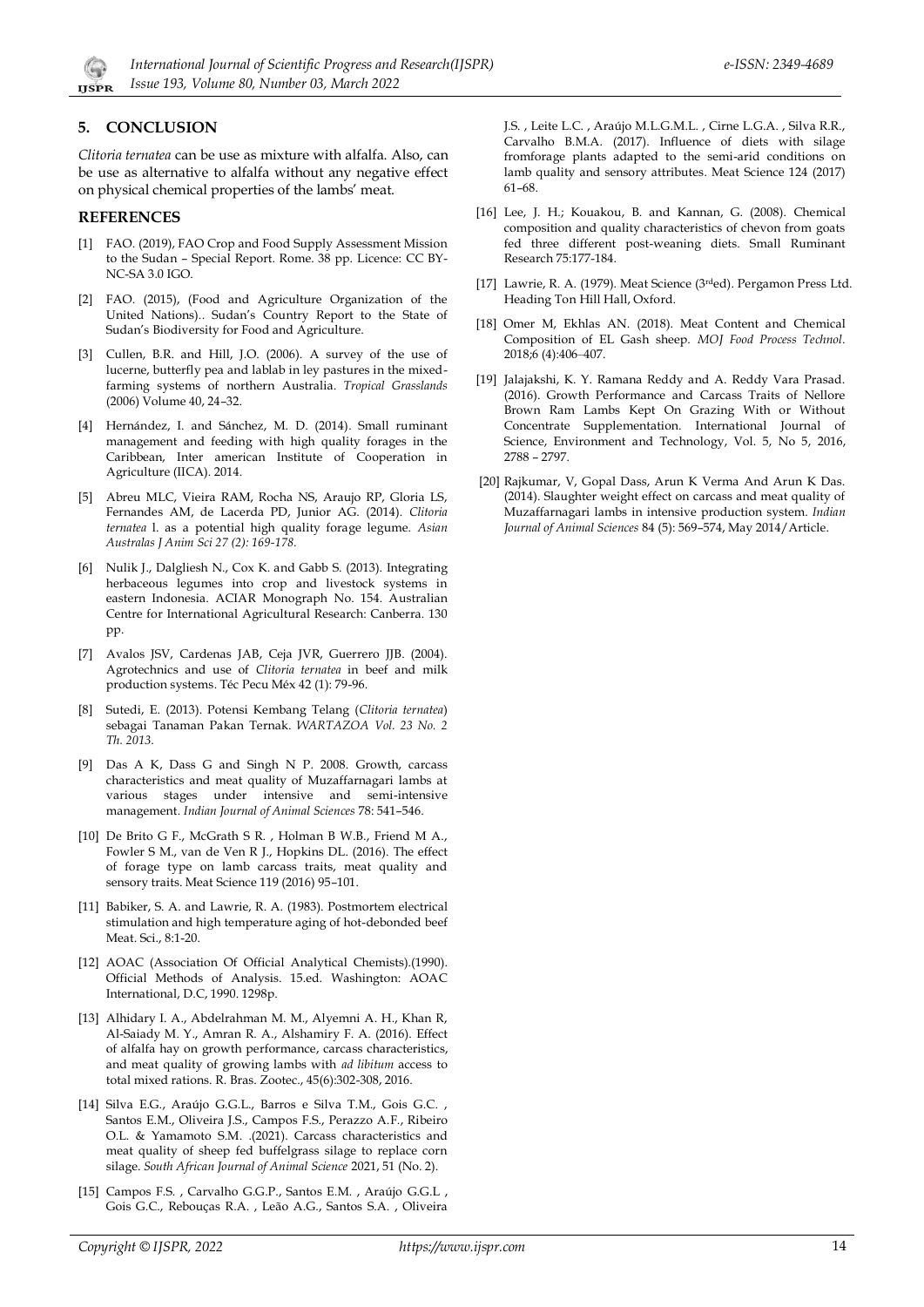## 5. CONCLUSION

*Clitoria ternatea* can be use as mixture with alfalfa. Also, can be use as alternative to alfalfa without any negative effect on physical chemical properties of the lambs' meat.

## REFERENCES

[1] FAO. (2019), FAO Crop and Food Supply Assessment Mission to the Sudan – Special Report. Rome. 38 pp. Licence: CC BY-NC-SA 3.0 IGO.

[2] FAO. (2015), (Food and Agriculture Organization of the United Nations).. Sudan's Country Report to the State of Sudan's Biodiversity for Food and Agriculture.

[3] Cullen, B.R. and Hill, J.O. (2006). A survey of the use of lucerne, butterfly pea and lablab in ley pastures in the mixed-farming systems of northern Australia. *Tropical Grasslands* (2006) Volume 40, 24–32.

[4] Hernández, I. and Sánchez, M. D. (2014). Small ruminant management and feeding with high quality forages in the Caribbean, Inter american Institute of Cooperation in Agriculture (IICA). 2014.

[5] Abreu MLC, Vieira RAM, Rocha NS, Araujo RP, Gloria LS, Fernandes AM, de Lacerda PD, Junior AG. (2014). *Clitoria ternatea* l. as a potential high quality forage legume. *Asian Australas J Anim Sci 27 (2): 169-178.*

[6] Nulik J., Dalgliesh N., Cox K. and Gabb S. (2013). Integrating herbaceous legumes into crop and livestock systems in eastern Indonesia. ACIAR Monograph No. 154. Australian Centre for International Agricultural Research: Canberra. 130 pp.

[7] Avalos JSV, Cardenas JAB, Ceja JVR, Guerrero JJB. (2004). Agrotechnics and use of *Clitoria ternatea* in beef and milk production systems. Téc Pecu Méx 42 (1): 79-96.

[8] Sutedi, E. (2013). Potensi Kembang Telang (*Clitoria ternatea*) sebagai Tanaman Pakan Ternak. *WARTAZOA Vol. 23 No. 2 Th. 2013.*

[9] Das A K, Dass G and Singh N P. 2008. Growth, carcass characteristics and meat quality of Muzaffarnagari lambs at various stages under intensive and semi-intensive management. *Indian Journal of Animal Sciences* 78: 541–546.

[10] De Brito G F., McGrath S R. , Holman B W.B., Friend M A., Fowler S M., van de Ven R J., Hopkins DL. (2016). The effect of forage type on lamb carcass traits, meat quality and sensory traits. Meat Science 119 (2016) 95–101.

[11] Babiker, S. A. and Lawrie, R. A. (1983). Postmortem electrical stimulation and high temperature aging of hot-debonded beef Meat. Sci., 8:1-20.

[12] AOAC (Association Of Official Analytical Chemists).(1990). Official Methods of Analysis. 15.ed. Washington: AOAC International, D.C, 1990. 1298p.

[13] Alhidary I. A., Abdelrahman M. M., Alyemni A. H., Khan R, Al-Saiady M. Y., Amran R. A., Alshamiry F. A. (2016). Effect of alfalfa hay on growth performance, carcass characteristics, and meat quality of growing lambs with *ad libitum* access to total mixed rations. R. Bras. Zootec., 45(6):302-308, 2016.

[14] Silva E.G., Araújo G.G.L., Barros e Silva T.M., Gois G.C. , Santos E.M., Oliveira J.S., Campos F.S., Perazzo A.F., Ribeiro O.L. & Yamamoto S.M. .(2021). Carcass characteristics and meat quality of sheep fed buffelgrass silage to replace corn silage. *South African Journal of Animal Science* 2021, 51 (No. 2).

[15] Campos F.S. , Carvalho G.G.P., Santos E.M. , Araújo G.G.L , Gois G.C., Rebouças R.A. , Leão A.G., Santos S.A. , Oliveira J.S. , Leite L.C. , Araújo M.L.G.M.L. , Cirne L.G.A. , Silva R.R., Carvalho B.M.A. (2017). Influence of diets with silage fromforage plants adapted to the semi-arid conditions on lamb quality and sensory attributes. Meat Science 124 (2017) 61–68.

[16] Lee, J. H.; Kouakou, B. and Kannan, G. (2008). Chemical composition and quality characteristics of chevon from goats fed three different post-weaning diets. Small Ruminant Research 75:177-184.

[17] Lawrie, R. A. (1979). Meat Science (3rded). Pergamon Press Ltd. Heading Ton Hill Hall, Oxford.

[18] Omer M, Ekhlas AN. (2018). Meat Content and Chemical Composition of EL Gash sheep. *MOJ Food Process Technol*. 2018;6 (4):406–407.

[19] Jalajakshi, K. Y. Ramana Reddy and A. Reddy Vara Prasad. (2016). Growth Performance and Carcass Traits of Nellore Brown Ram Lambs Kept On Grazing With or Without Concentrate Supplementation. International Journal of Science, Environment and Technology, Vol. 5, No 5, 2016, 2788 – 2797.

[20] Rajkumar, V, Gopal Dass, Arun K Verma And Arun K Das. (2014). Slaughter weight effect on carcass and meat quality of Muzaffarnagari lambs in intensive production system. *Indian Journal of Animal Sciences* 84 (5): 569–574, May 2014/Article.